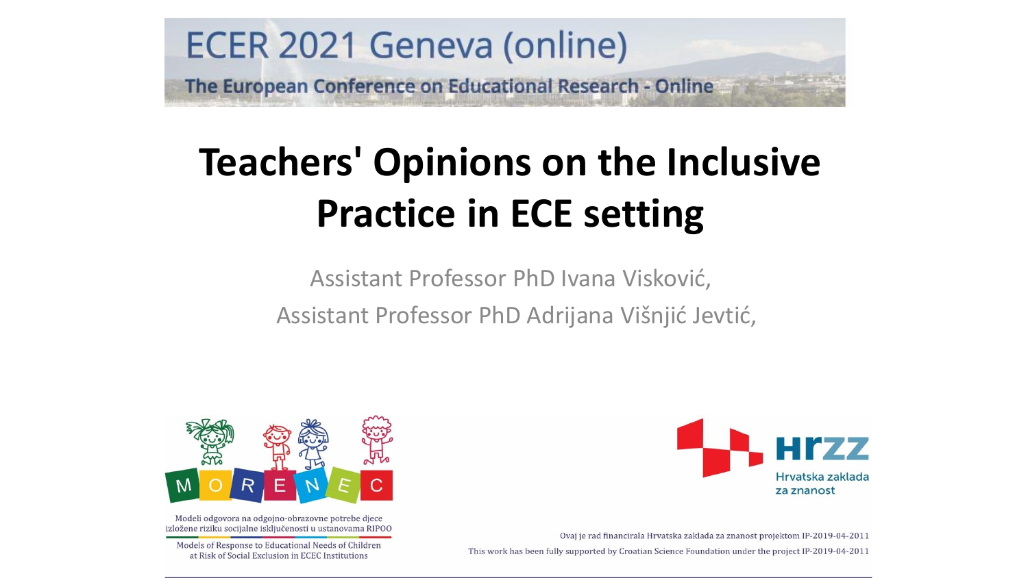ECER 2021 Geneva (online)

The European Conference on Educational Research - Online

# Teachers' Opinions on the Inclusive Practice in ECE setting

Assistant Professor PhD Ivana Visković,

Assistant Professor PhD Adrijana Višnjić Jevtić,

MORENEC

Modeli odgovora na odgojno-obrazovne potrebe djece izložene riziku socijalne isključenosti u ustanovama RIPOO

Models of Response to Educational Needs of Children at Risk of Social Exclusion in ECEC Institutions

HRZZ Hrvatska zaklada za znanost

Ovaj je rad financirala Hrvatska zaklada za znanost projektom IP-2019-04-2011

This work has been fully supported by Croatian Science Foundation under the project IP-2019-04-2011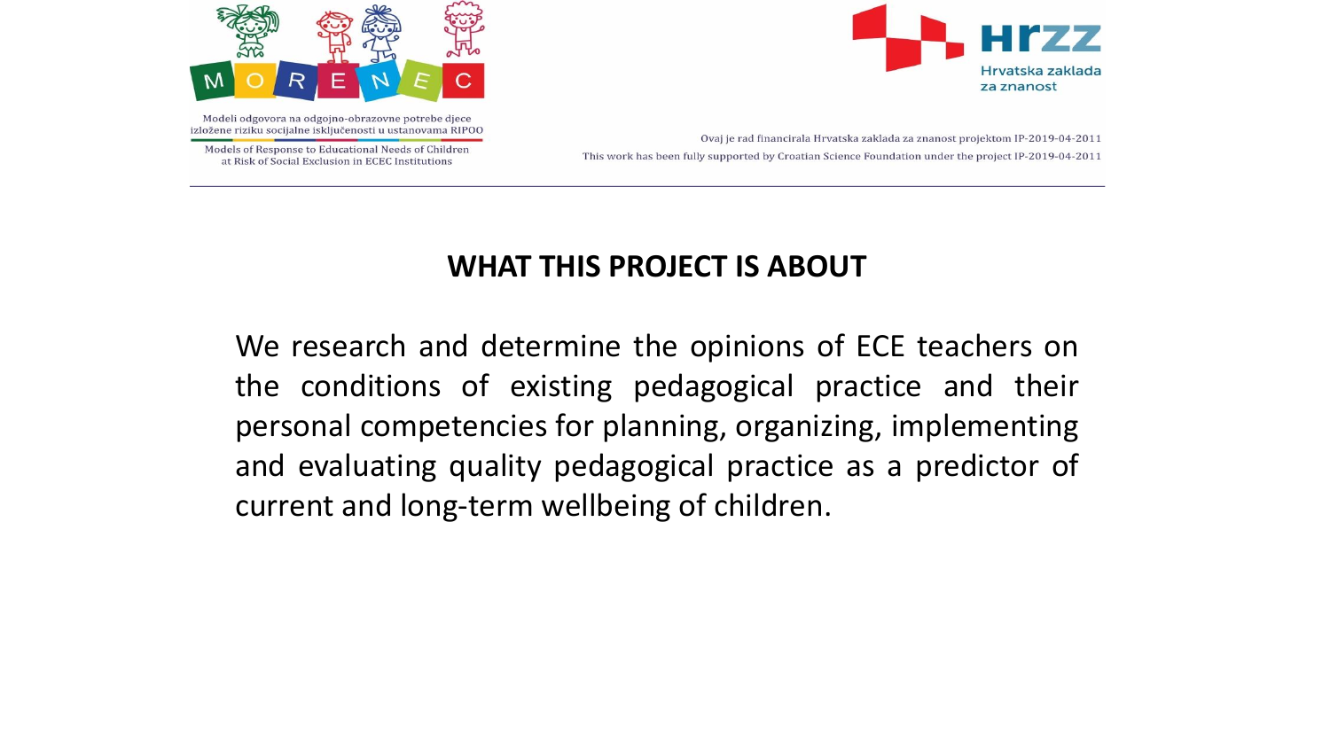## WHAT THIS PROJECT IS ABOUT

We research and determine the opinions of ECE teachers on the conditions of existing pedagogical practice and their personal competencies for planning, organizing, implementing and evaluating quality pedagogical practice as a predictor of current and long-term wellbeing of children.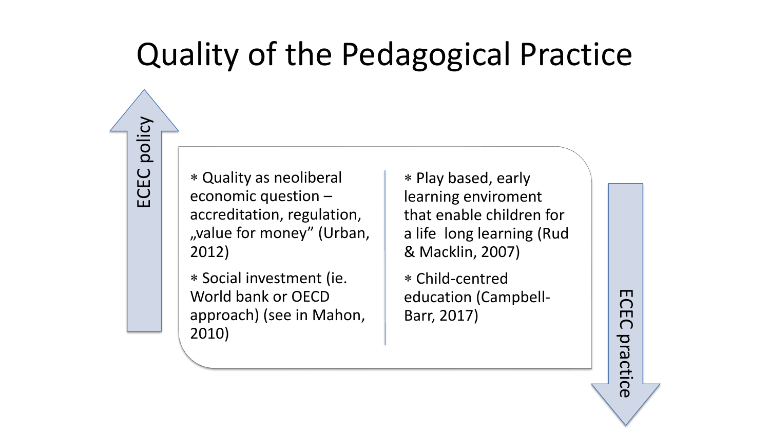# Quality of the Pedagogical Practice

ECEC policy

- Quality as neoliberal economic question – accreditation, regulation, „value for money" (Urban, 2012)
- Social investment (ie. World bank or OECD approach) (see in Mahon, 2010)

- Play based, early learning enviroment that enable children for a life long learning (Rud & Macklin, 2007)
- Child-centred education (Campbell-Barr, 2017)

ECEC practice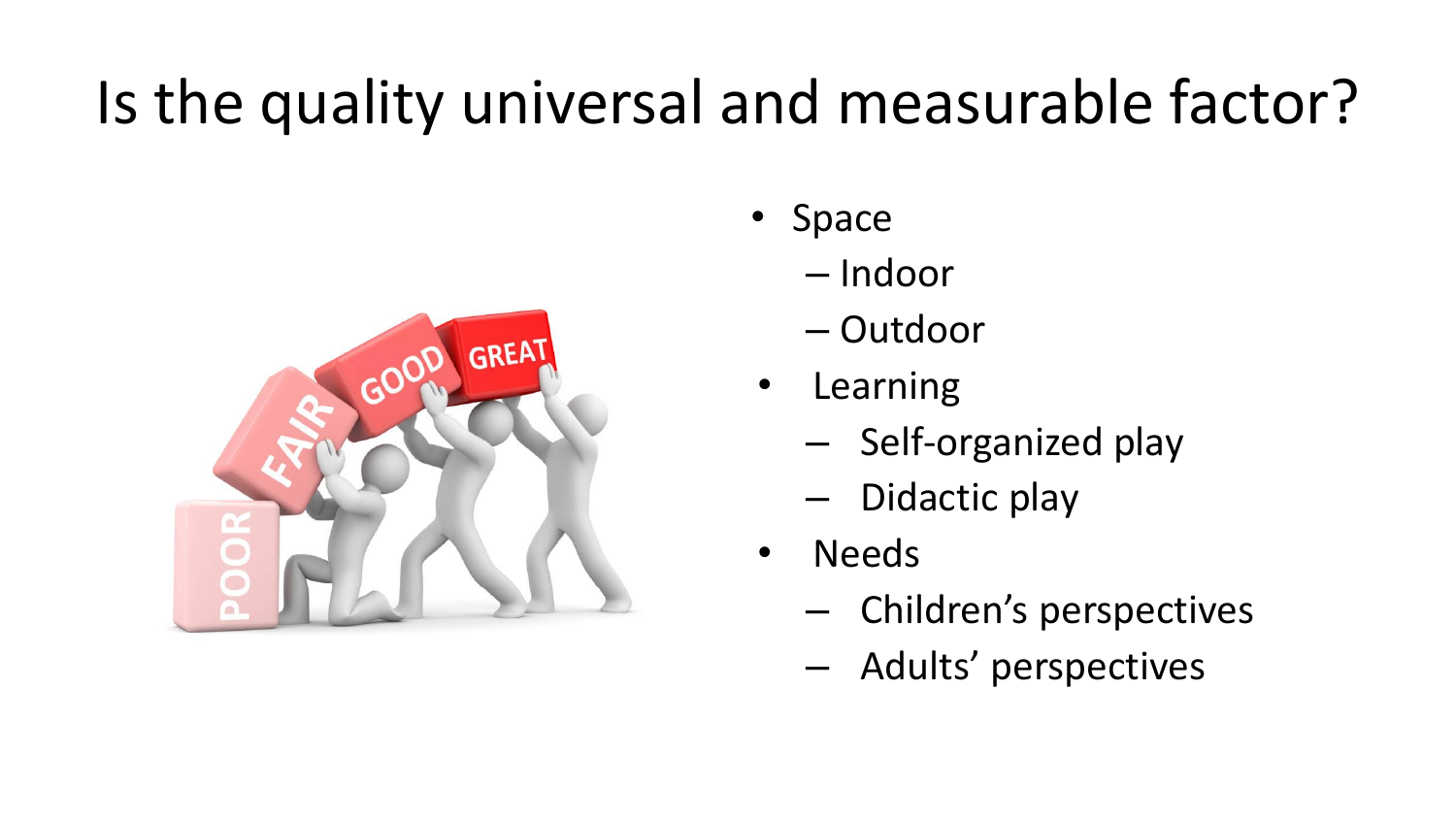# Is the quality universal and measurable factor?

- Space
  - Indoor
  - Outdoor
- Learning
  - Self-organized play
  - Didactic play
- Needs
  - Children's perspectives
  - Adults' perspectives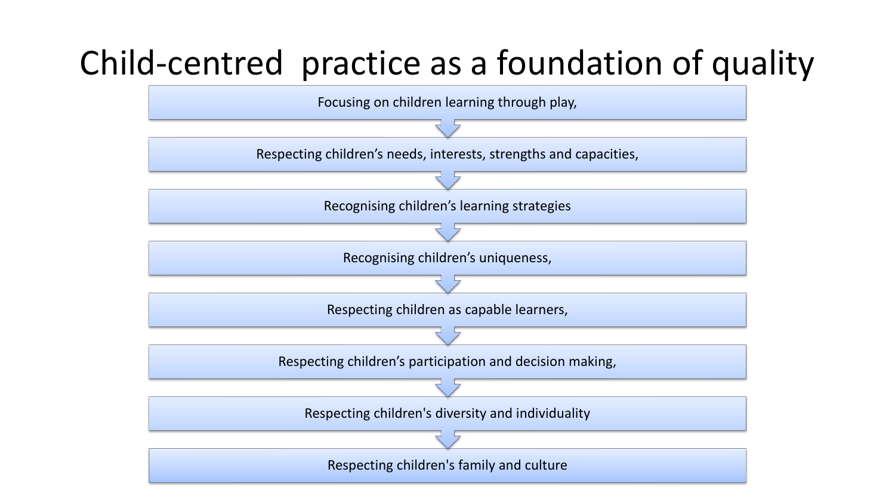# Child-centred practice as a foundation of quality

- Focusing on children learning through play,
- Respecting children's needs, interests, strengths and capacities,
- Recognising children's learning strategies
- Recognising children's uniqueness,
- Respecting children as capable learners,
- Respecting children's participation and decision making,
- Respecting children's diversity and individuality
- Respecting children's family and culture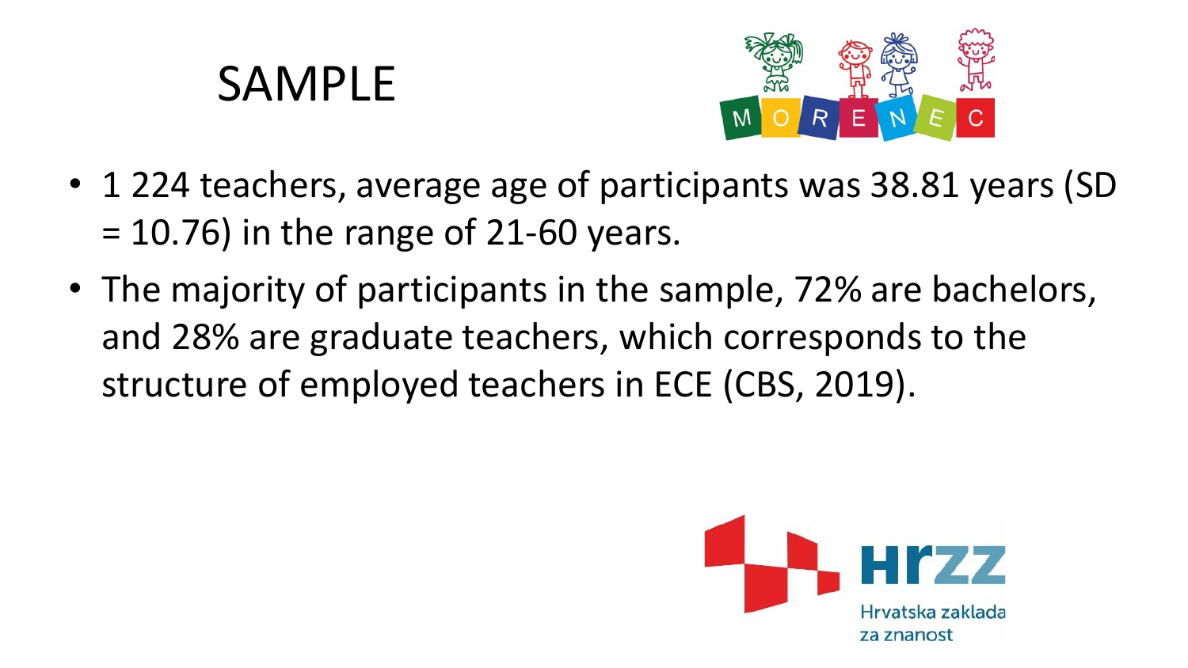# SAMPLE

- 1 224 teachers, average age of participants was 38.81 years (SD = 10.76) in the range of 21-60 years.
- The majority of participants in the sample, 72% are bachelors, and 28% are graduate teachers, which corresponds to the structure of employed teachers in ECE (CBS, 2019).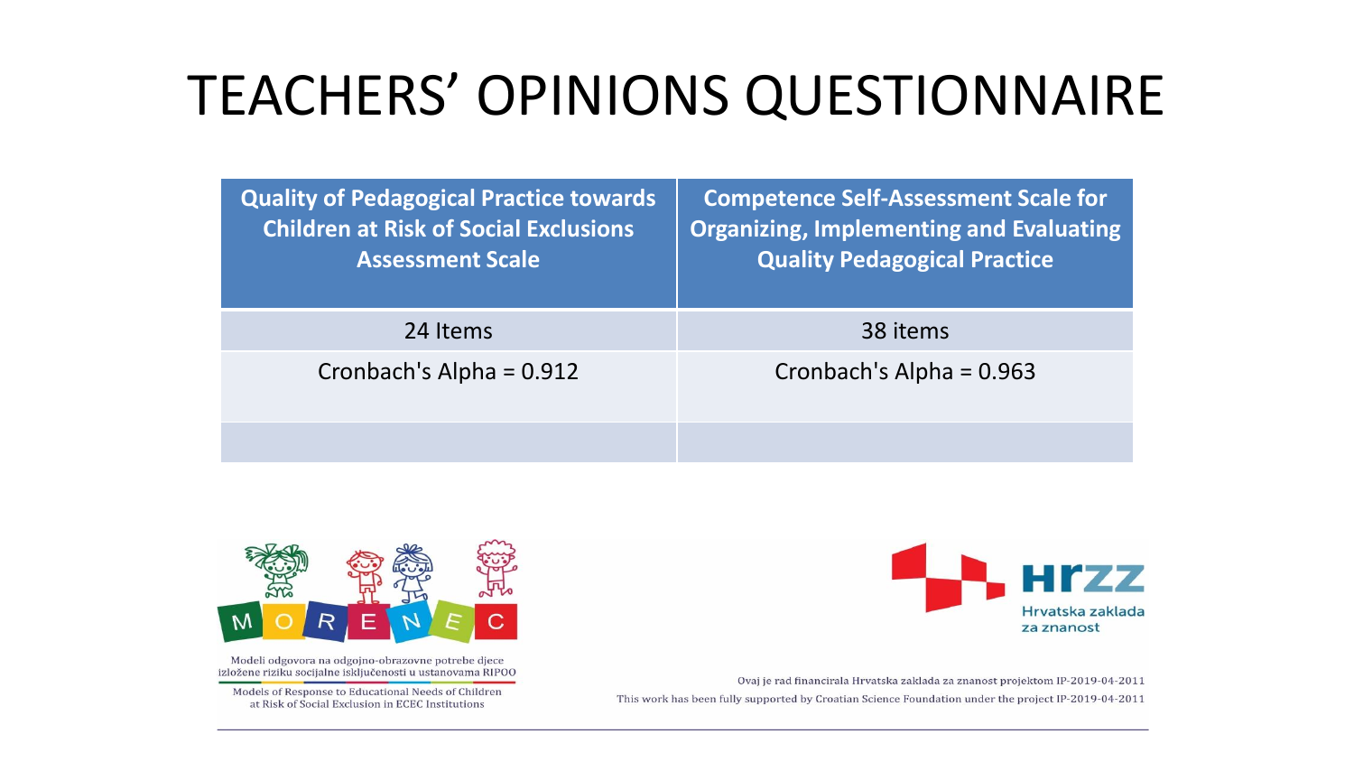# TEACHERS' OPINIONS QUESTIONNAIRE

| Quality of Pedagogical Practice towards Children at Risk of Social Exclusions Assessment Scale | Competence Self-Assessment Scale for Organizing, Implementing and Evaluating Quality Pedagogical Practice |
|---|---|
| 24 Items | 38 items |
| Cronbach's Alpha = 0.912 | Cronbach's Alpha = 0.963 |
| | |

MORENEC

Modeli odgovora na odgojno-obrazovne potrebe djece izložene riziku socijalne isključenosti u ustanovama RIPOO

Models of Response to Educational Needs of Children at Risk of Social Exclusion in ECEC Institutions

HRZZ Hrvatska zaklada za znanost

Ovaj je rad financirala Hrvatska zaklada za znanost projektom IP-2019-04-2011

This work has been fully supported by Croatian Science Foundation under the project IP-2019-04-2011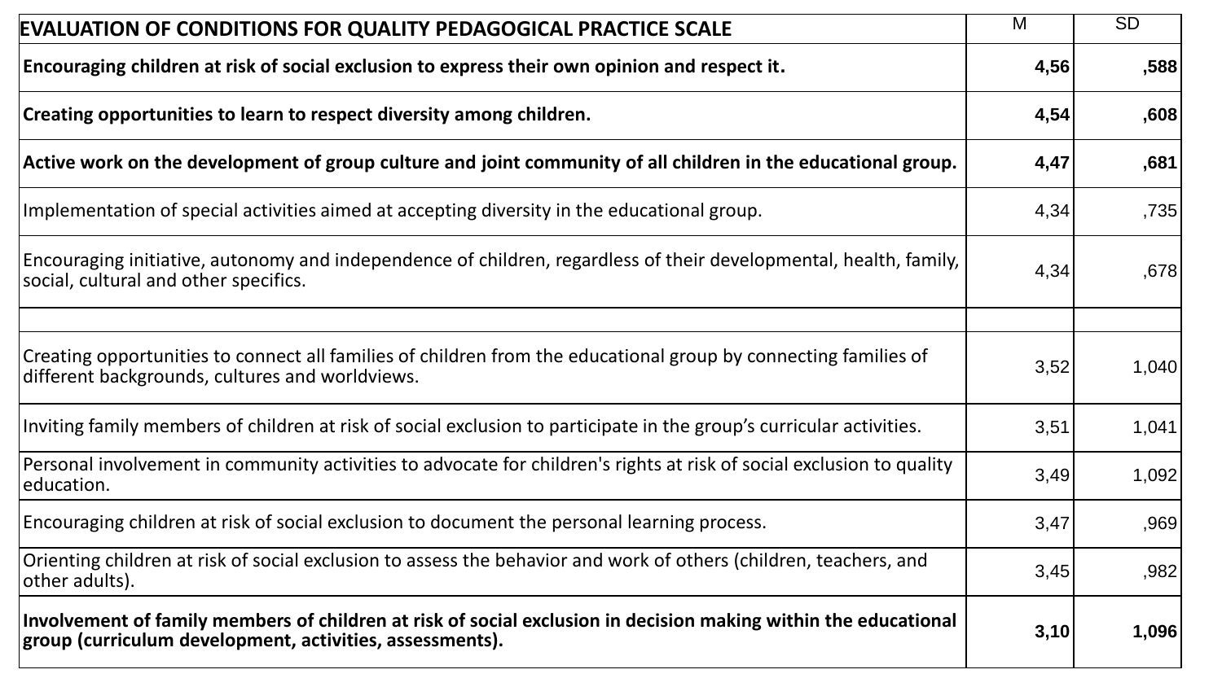| EVALUATION OF CONDITIONS FOR QUALITY PEDAGOGICAL PRACTICE SCALE | M | SD |
|---|---|---|
| **Encouraging children at risk of social exclusion to express their own opinion and respect it.** | **4,56** | **,588** |
| **Creating opportunities to learn to respect diversity among children.** | **4,54** | **,608** |
| **Active work on the development of group culture and joint community of all children in the educational group.** | **4,47** | **,681** |
| Implementation of special activities aimed at accepting diversity in the educational group. | 4,34 | ,735 |
| Encouraging initiative, autonomy and independence of children, regardless of their developmental, health, family, social, cultural and other specifics. | 4,34 | ,678 |
| | | |
| Creating opportunities to connect all families of children from the educational group by connecting families of different backgrounds, cultures and worldviews. | 3,52 | 1,040 |
| Inviting family members of children at risk of social exclusion to participate in the group's curricular activities. | 3,51 | 1,041 |
| Personal involvement in community activities to advocate for children's rights at risk of social exclusion to quality education. | 3,49 | 1,092 |
| Encouraging children at risk of social exclusion to document the personal learning process. | 3,47 | ,969 |
| Orienting children at risk of social exclusion to assess the behavior and work of others (children, teachers, and other adults). | 3,45 | ,982 |
| **Involvement of family members of children at risk of social exclusion in decision making within the educational group (curriculum development, activities, assessments).** | **3,10** | **1,096** |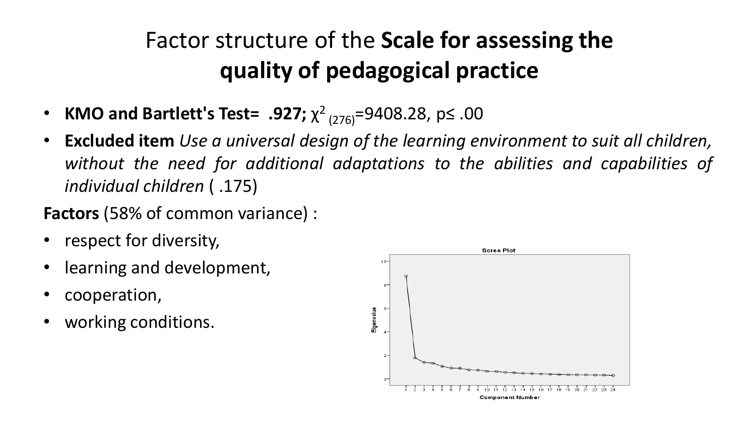# Factor structure of the **Scale for assessing the quality of pedagogical practice**

- **KMO and Bartlett's Test= .927;** $\chi^2_{(276)}$=9408.28, p≤ .00
- **Excluded item** *Use a universal design of the learning environment to suit all children, without the need for additional adaptations to the abilities and capabilities of individual children* ( .175)

**Factors** (58% of common variance) :

- respect for diversity,
- learning and development,
- cooperation,
- working conditions.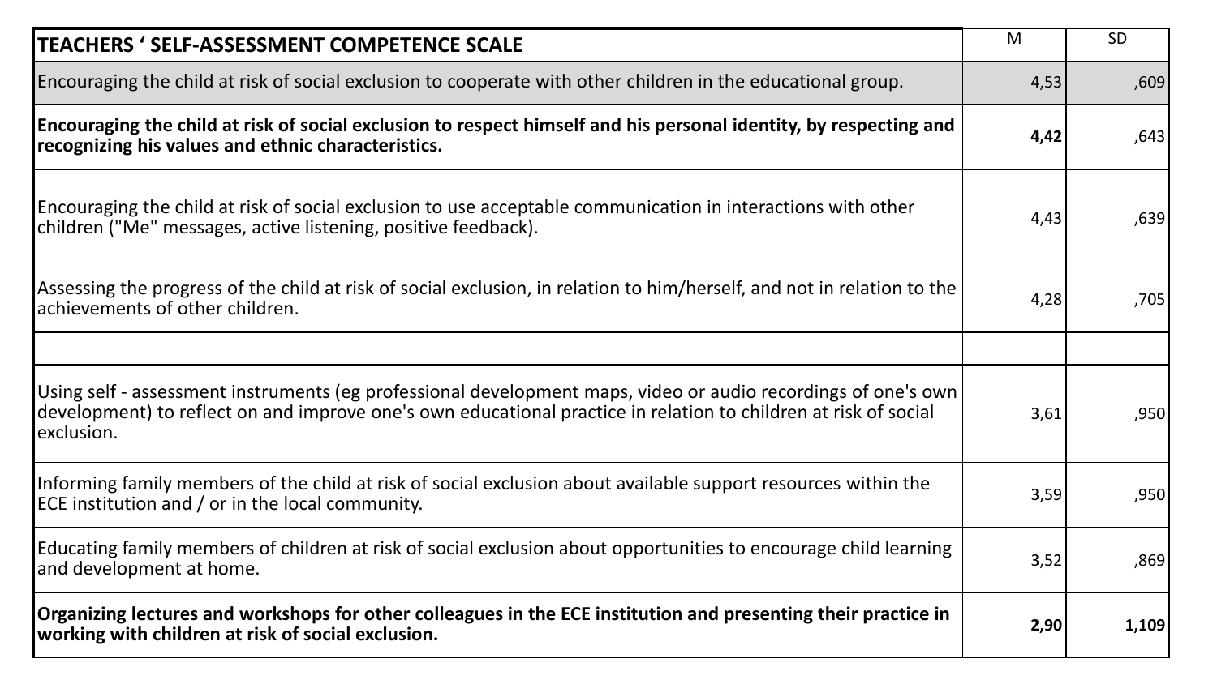| TEACHERS ' SELF-ASSESSMENT COMPETENCE SCALE | M | SD |
|---|---|---|
| Encouraging the child at risk of social exclusion to cooperate with other children in the educational group. | 4,53 | ,609 |
| **Encouraging the child at risk of social exclusion to respect himself and his personal identity, by respecting and recognizing his values and ethnic characteristics.** | **4,42** | ,643 |
| Encouraging the child at risk of social exclusion to use acceptable communication in interactions with other children ("Me" messages, active listening, positive feedback). | 4,43 | ,639 |
| Assessing the progress of the child at risk of social exclusion, in relation to him/herself, and not in relation to the achievements of other children. | 4,28 | ,705 |
| | | |
| Using self - assessment instruments (eg professional development maps, video or audio recordings of one's own development) to reflect on and improve one's own educational practice in relation to children at risk of social exclusion. | 3,61 | ,950 |
| Informing family members of the child at risk of social exclusion about available support resources within the ECE institution and / or in the local community. | 3,59 | ,950 |
| Educating family members of children at risk of social exclusion about opportunities to encourage child learning and development at home. | 3,52 | ,869 |
| **Organizing lectures and workshops for other colleagues in the ECE institution and presenting their practice in working with children at risk of social exclusion.** | **2,90** | **1,109** |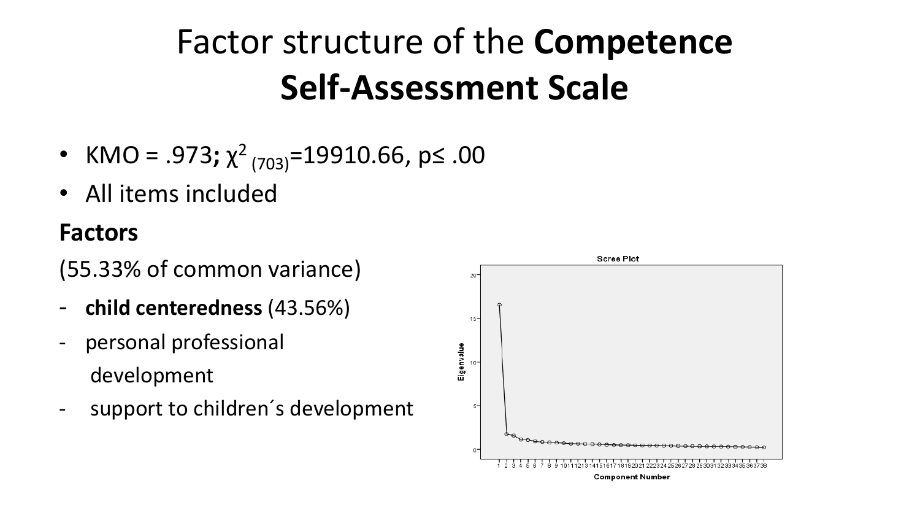# Factor structure of the **Competence Self-Assessment Scale**

- KMO = .973**;** $\chi^2_{(703)}$=19910.66, p≤ .00
- All items included

**Factors**

(55.33% of common variance)

- **child centeredness** (43.56%)
- personal professional development
- support to children´s development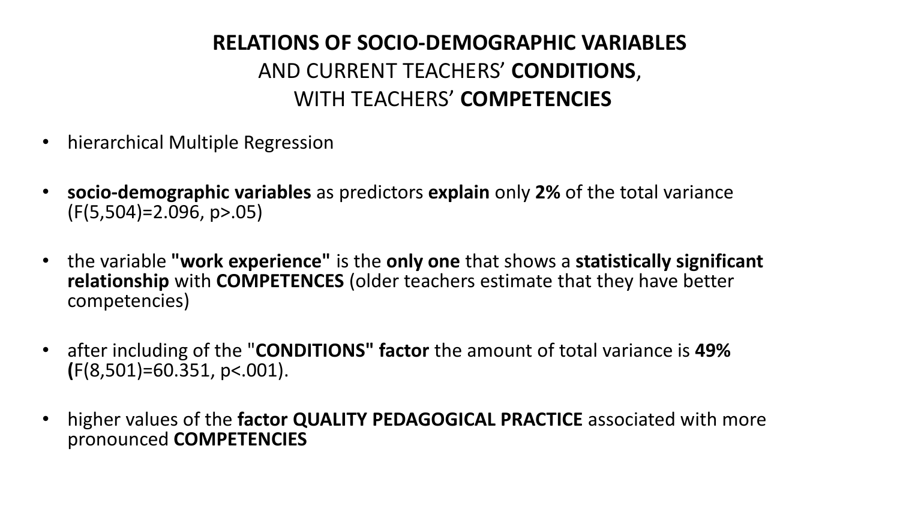# **RELATIONS OF SOCIO-DEMOGRAPHIC VARIABLES** AND CURRENT TEACHERS' **CONDITIONS**, WITH TEACHERS' **COMPETENCIES**

- hierarchical Multiple Regression
- **socio-demographic variables** as predictors **explain** only **2%** of the total variance ($F(5,504)=2.096$, $p>.05$)
- the variable **"work experience"** is the **only one** that shows a **statistically significant relationship** with **COMPETENCES** (older teachers estimate that they have better competencies)
- after including of the "**CONDITIONS" factor** the amount of total variance is **49%** ($F(8,501)=60.351$, $p<.001$).
- higher values of the **factor QUALITY PEDAGOGICAL PRACTICE** associated with more pronounced **COMPETENCIES**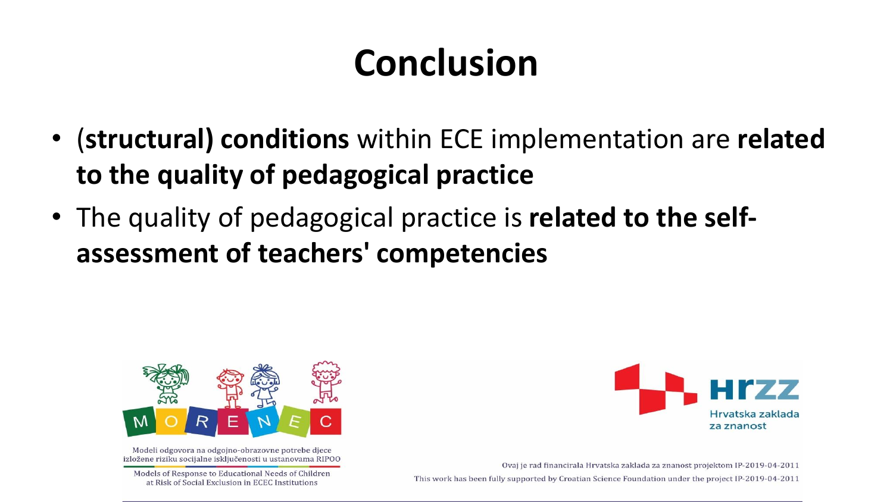# Conclusion

- (**structural) conditions** within ECE implementation are **related to the quality of pedagogical practice**
- The quality of pedagogical practice is **related to the self-assessment of teachers' competencies**

MORENEC

Modeli odgovora na odgojno-obrazovne potrebe djece izložene riziku socijalne isključenosti u ustanovama RIPOO

Models of Response to Educational Needs of Children at Risk of Social Exclusion in ECEC Institutions

HRZZ Hrvatska zaklada za znanost

Ovaj je rad financirala Hrvatska zaklada za znanost projektom IP-2019-04-2011

This work has been fully supported by Croatian Science Foundation under the project IP-2019-04-2011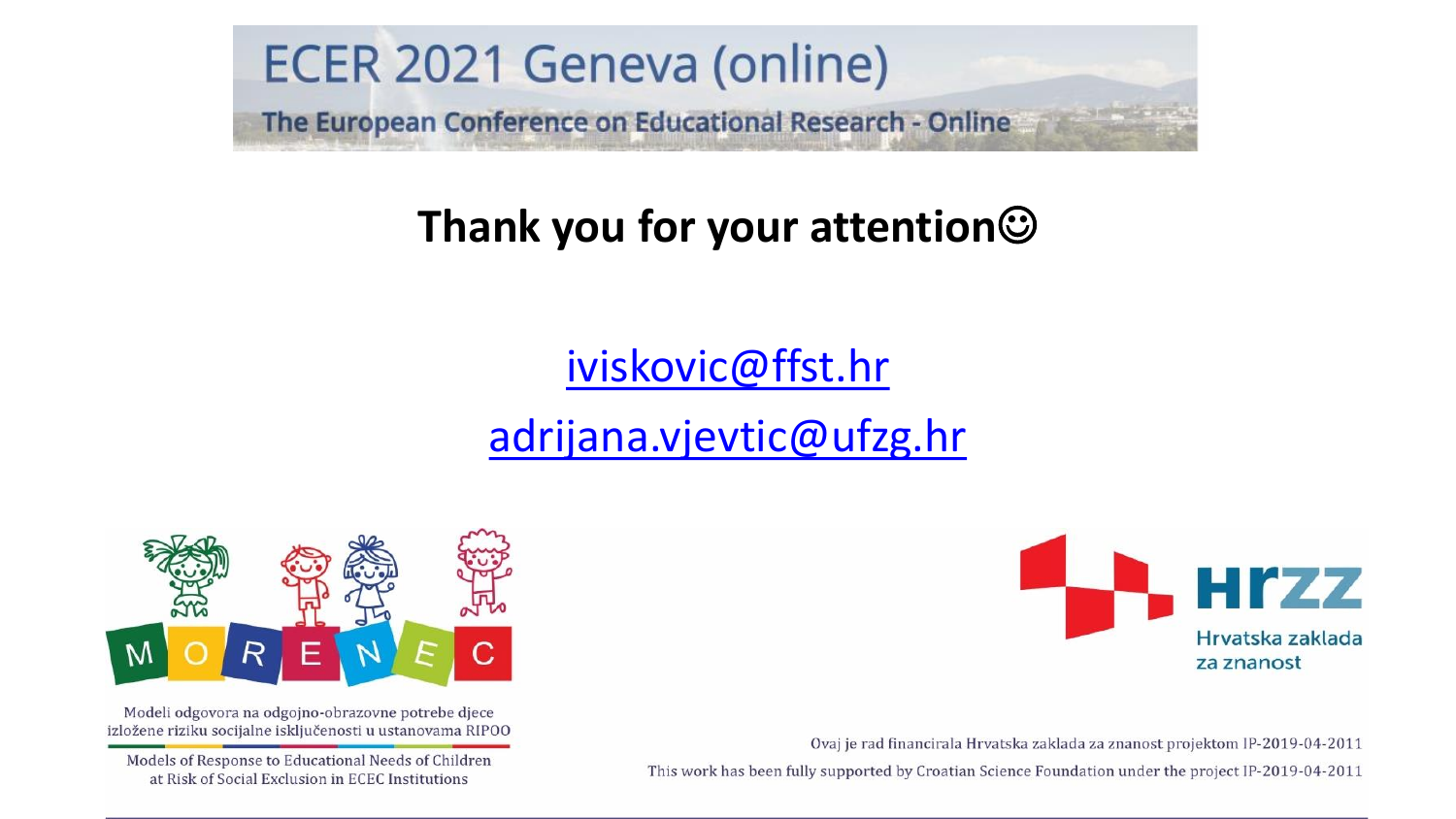ECER 2021 Geneva (online)

The European Conference on Educational Research - Online

## Thank you for your attention☺

iviskovic@ffst.hr

adrijana.vjevtic@ufzg.hr

MORENEC

Modeli odgovora na odgojno-obrazovne potrebe djece izložene riziku socijalne isključenosti u ustanovama RIPOO

Models of Response to Educational Needs of Children at Risk of Social Exclusion in ECEC Institutions

HRZZ

Hrvatska zaklada za znanost

Ovaj je rad financirala Hrvatska zaklada za znanost projektom IP-2019-04-2011

This work has been fully supported by Croatian Science Foundation under the project IP-2019-04-2011